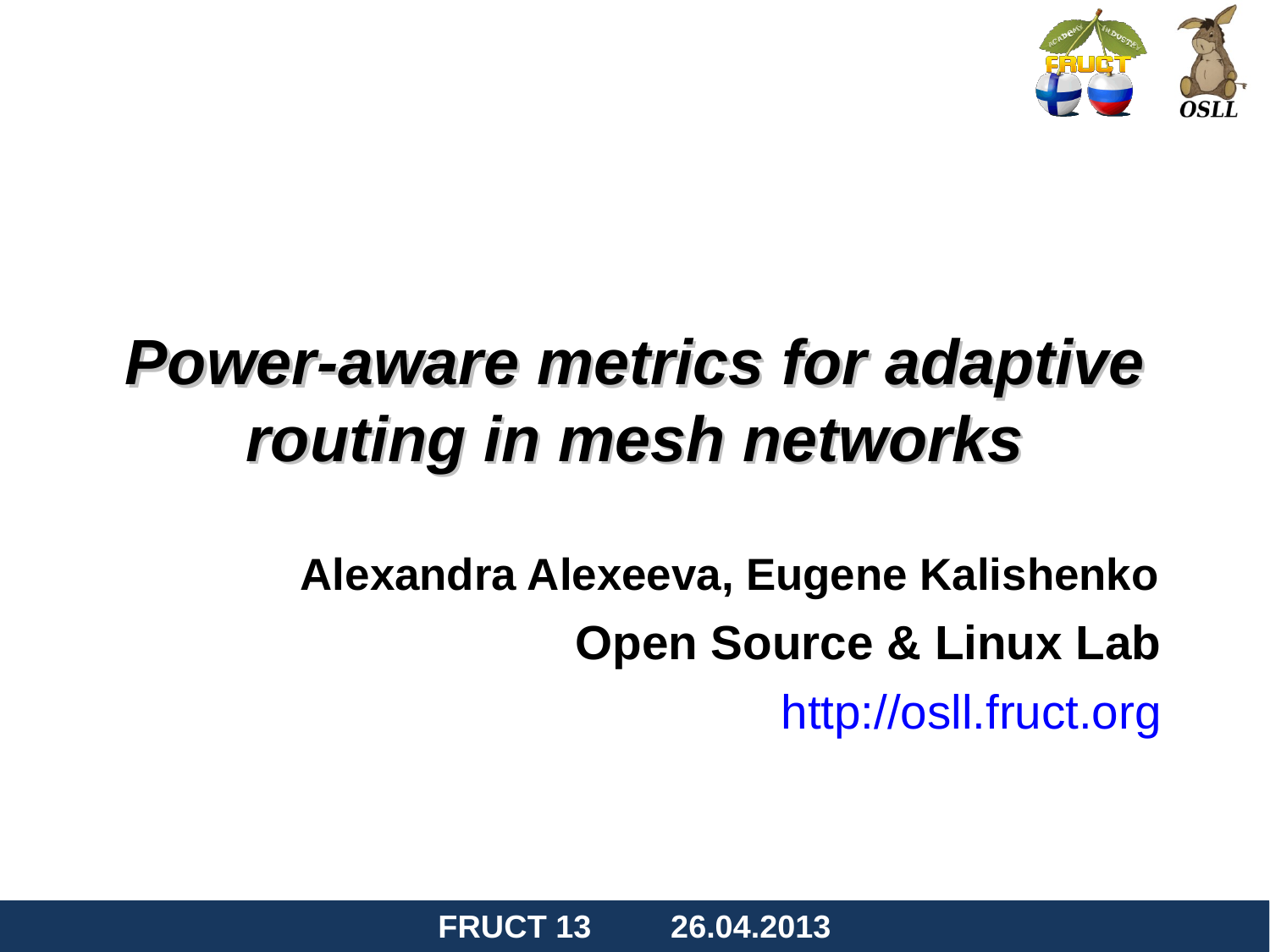# *Power-aware metrics for adaptive routing in mesh networks*

**Alexandra Alexeeva, Eugene Kalishenko**

**Open Source & Linux Lab**

http://osll.fruct.org

**FRUCT 13 26.04.2013**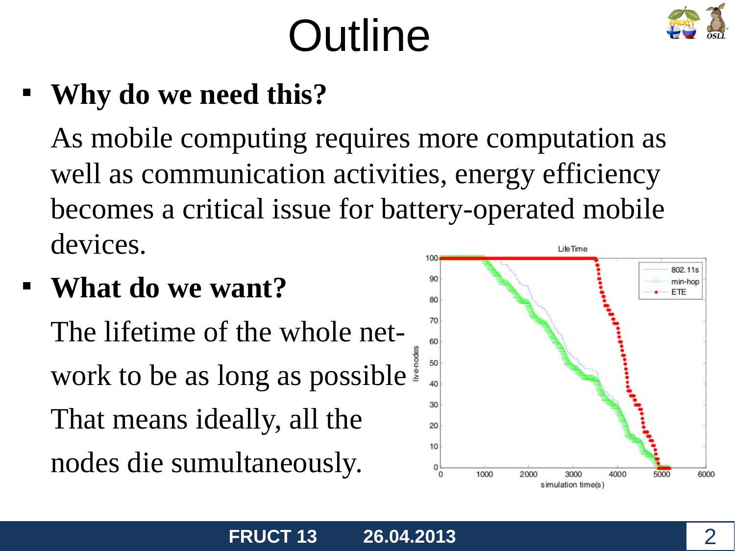# Outline

- **Why do we need this?**

  As mobile computing requires more computation as well as communication activities, energy efficiency becomes a critical issue for battery-operated mobile devices.

- **What do we want?**

  The lifetime of the whole net-work to be as long as possible

  That means ideally, all the nodes die sumultaneously.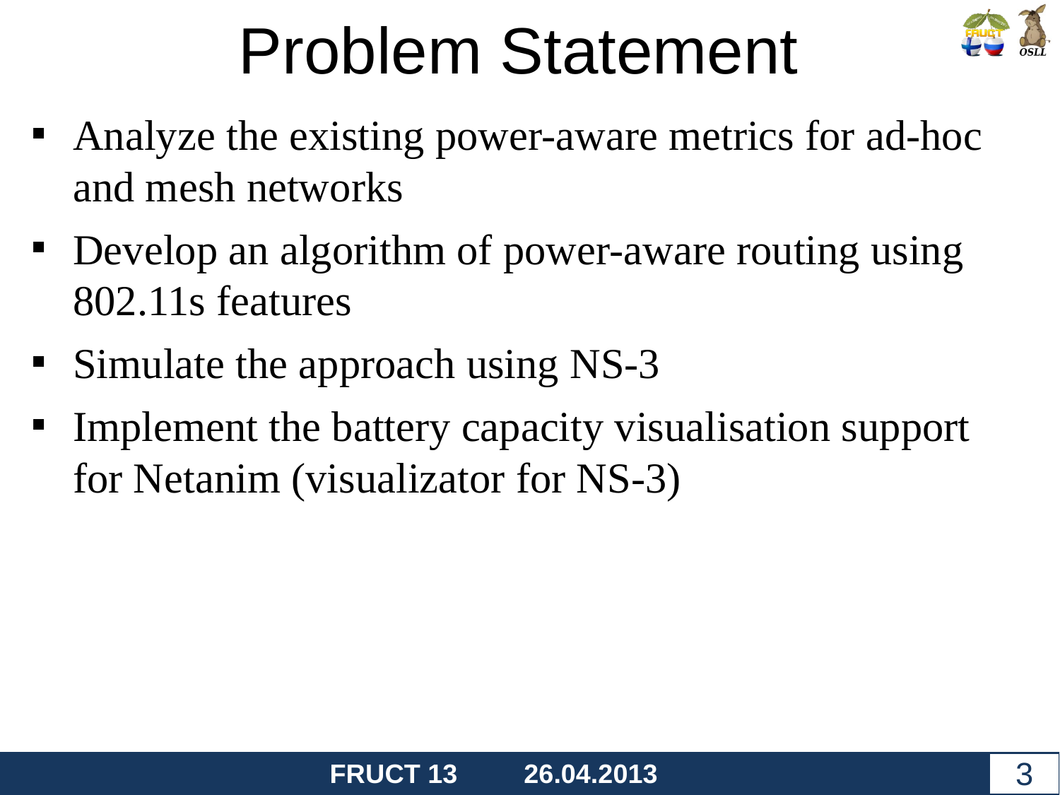# Problem Statement

- Analyze the existing power-aware metrics for ad-hoc and mesh networks
- Develop an algorithm of power-aware routing using 802.11s features
- Simulate the approach using NS-3
- Implement the battery capacity visualisation support for Netanim (visualizator for NS-3)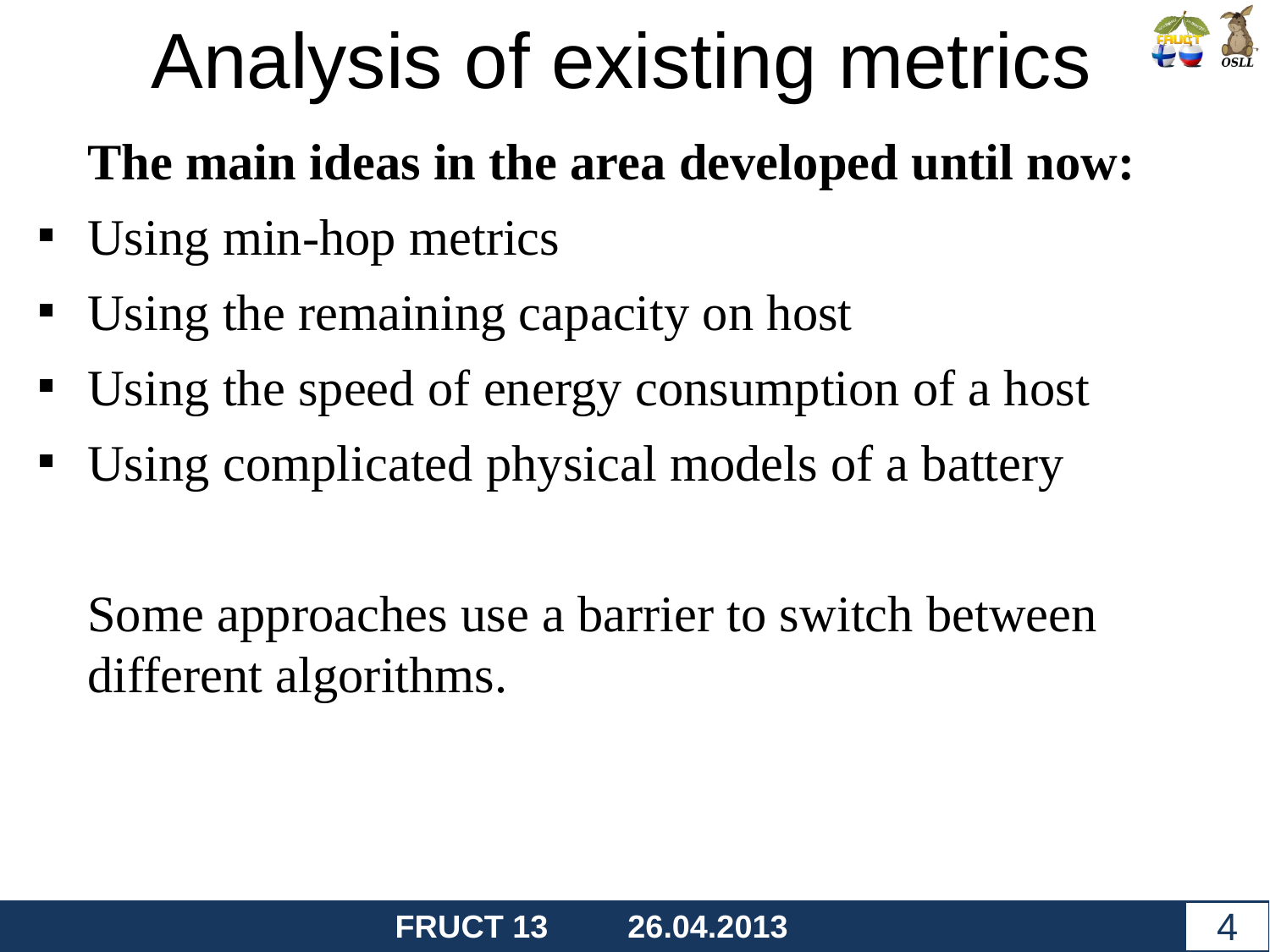# Analysis of existing metrics

**The main ideas in the area developed until now:**

- Using min-hop metrics
- Using the remaining capacity on host
- Using the speed of energy consumption of a host
- Using complicated physical models of a battery

Some approaches use a barrier to switch between different algorithms.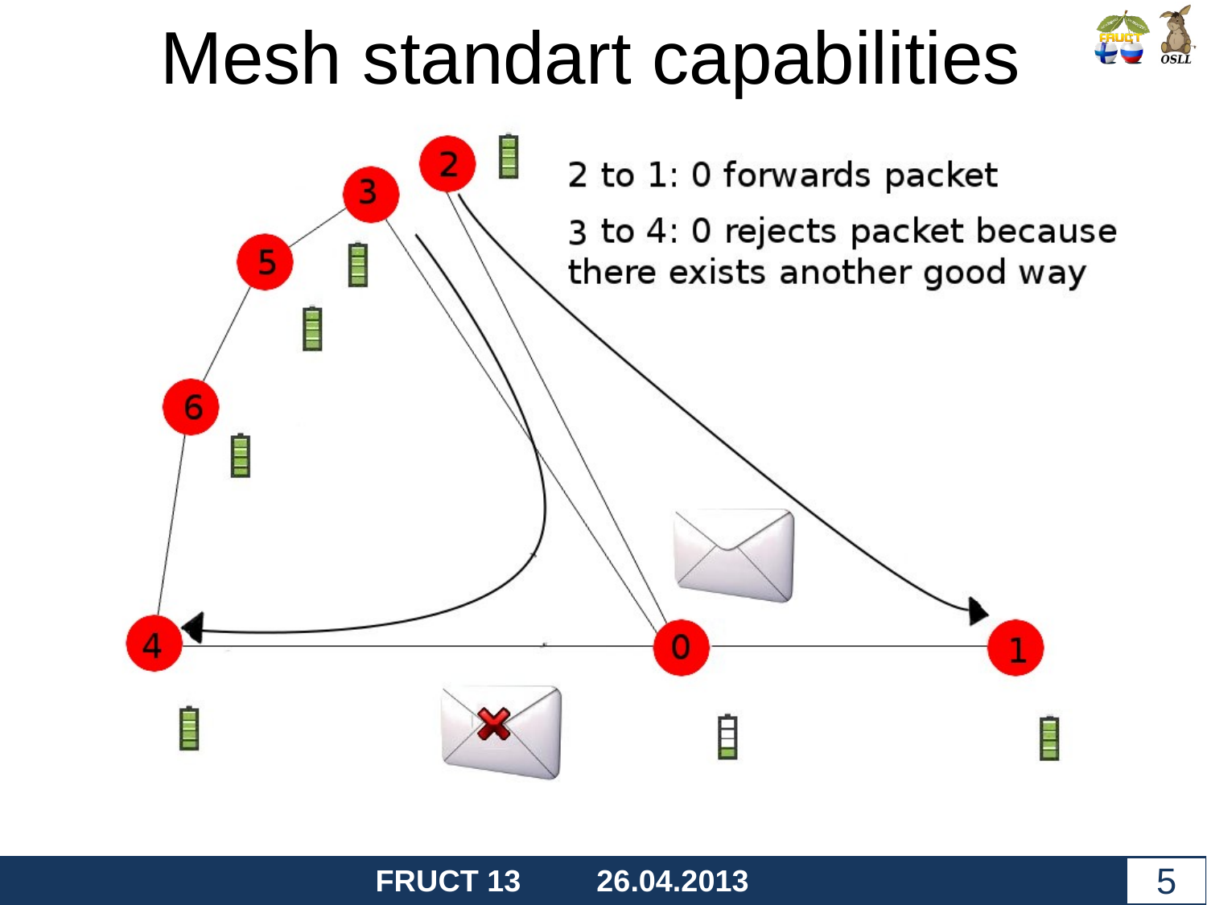# Mesh standart capabilities

2 to 1: 0 forwards packet

3 to 4: 0 rejects packet because there exists another good way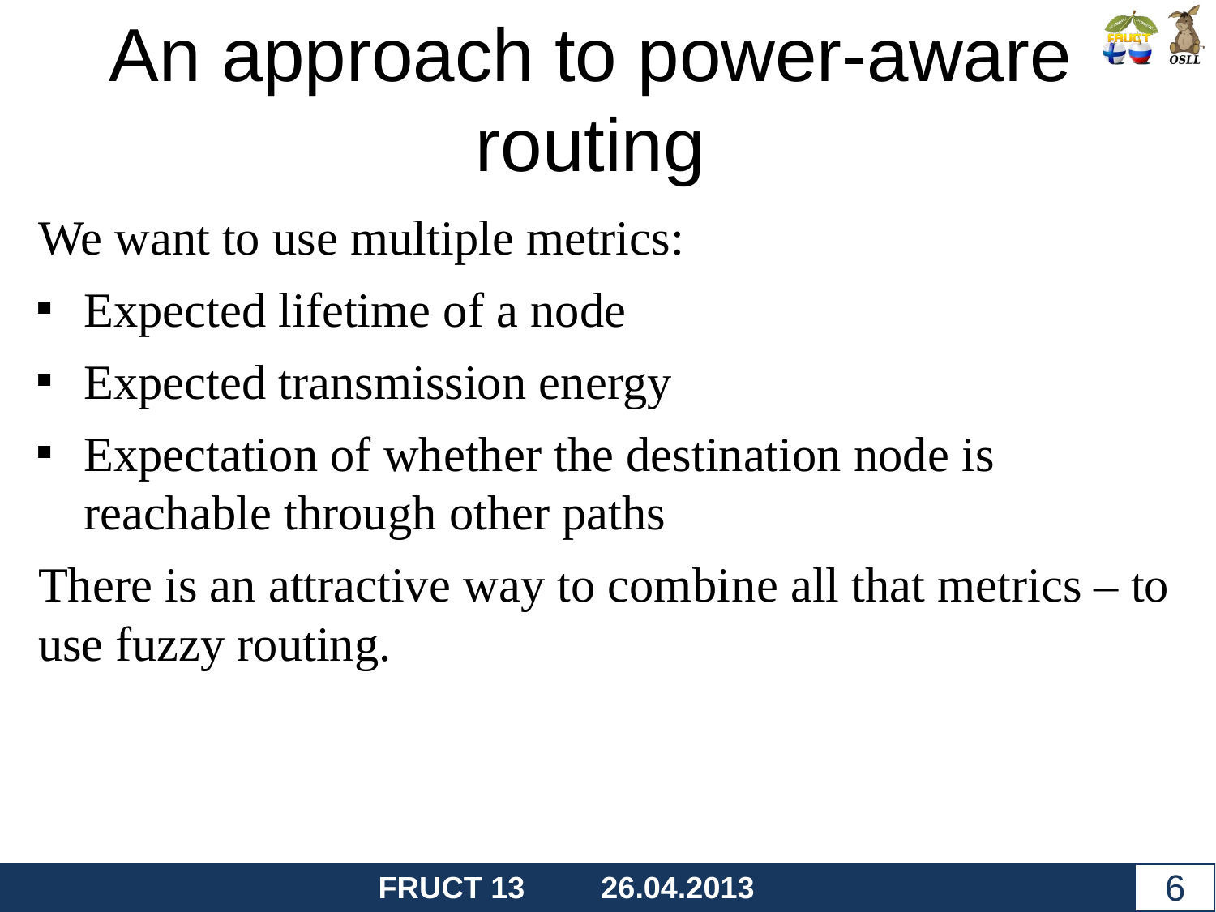# An approach to power-aware routing

We want to use multiple metrics:

- Expected lifetime of a node
- Expected transmission energy
- Expectation of whether the destination node is reachable through other paths

There is an attractive way to combine all that metrics – to use fuzzy routing.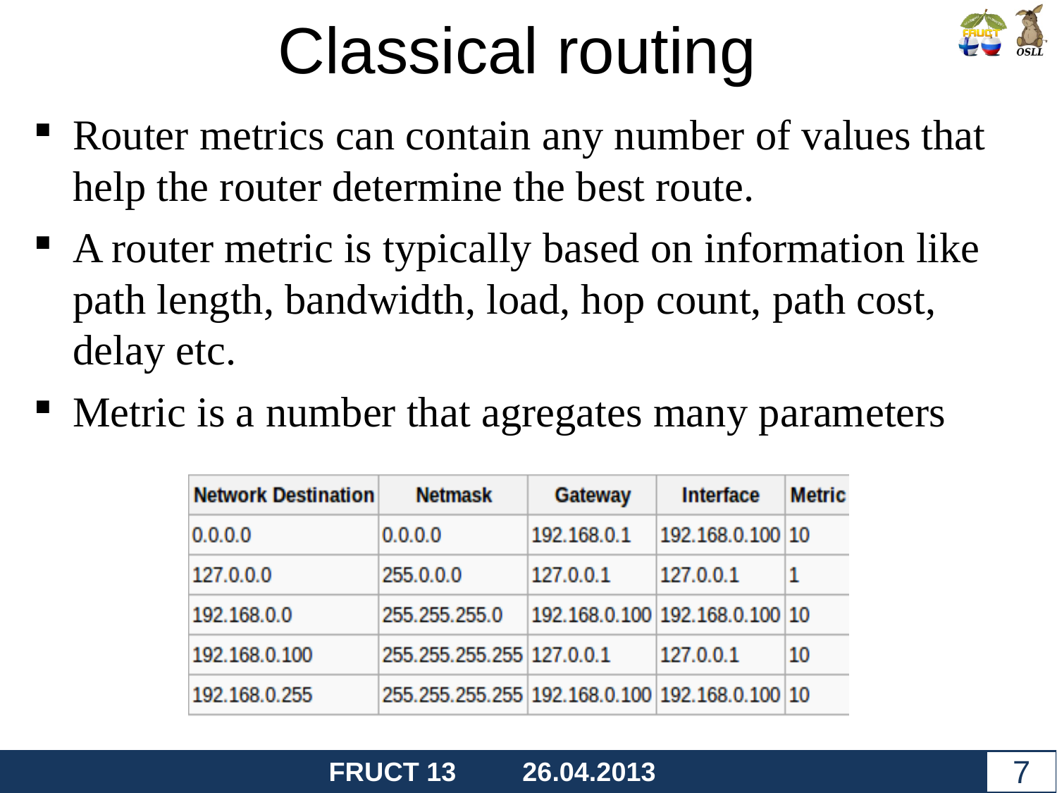# Classical routing

- Router metrics can contain any number of values that help the router determine the best route.
- A router metric is typically based on information like path length, bandwidth, load, hop count, path cost, delay etc.
- Metric is a number that agregates many parameters

| Network Destination | Netmask | Gateway | Interface | Metric |
|---|---|---|---|---|
| 0.0.0.0 | 0.0.0.0 | 192.168.0.1 | 192.168.0.100 | 10 |
| 127.0.0.0 | 255.0.0.0 | 127.0.0.1 | 127.0.0.1 | 1 |
| 192.168.0.0 | 255.255.255.0 | 192.168.0.100 | 192.168.0.100 | 10 |
| 192.168.0.100 | 255.255.255.255 | 127.0.0.1 | 127.0.0.1 | 10 |
| 192.168.0.255 | 255.255.255.255 | 192.168.0.100 | 192.168.0.100 | 10 |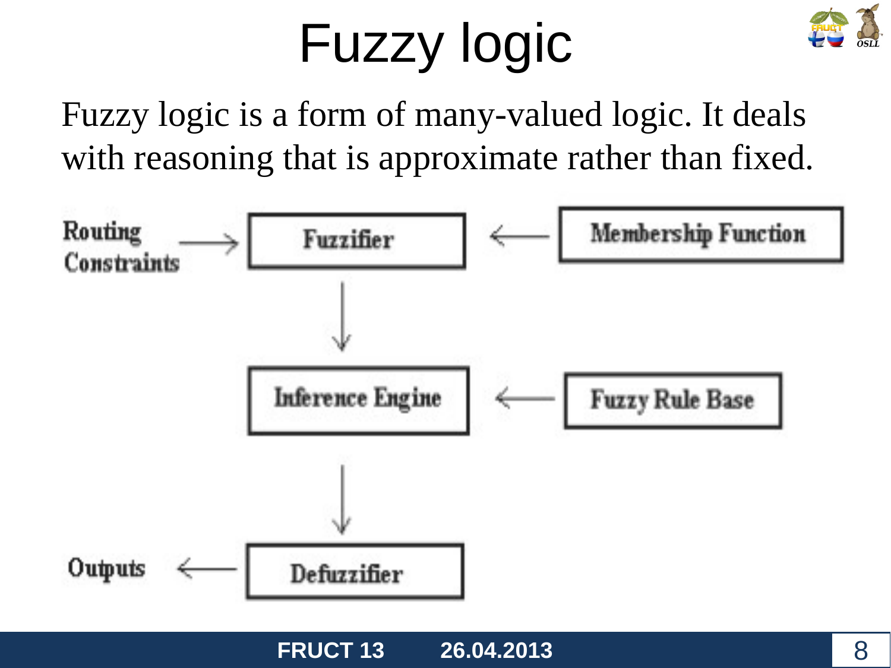# Fuzzy logic

Fuzzy logic is a form of many-valued logic. It deals with reasoning that is approximate rather than fixed.

Routing Constraints → Fuzzifier ← Membership Function

Fuzzifier → Inference Engine ← Fuzzy Rule Base

Inference Engine → Defuzzifier → Outputs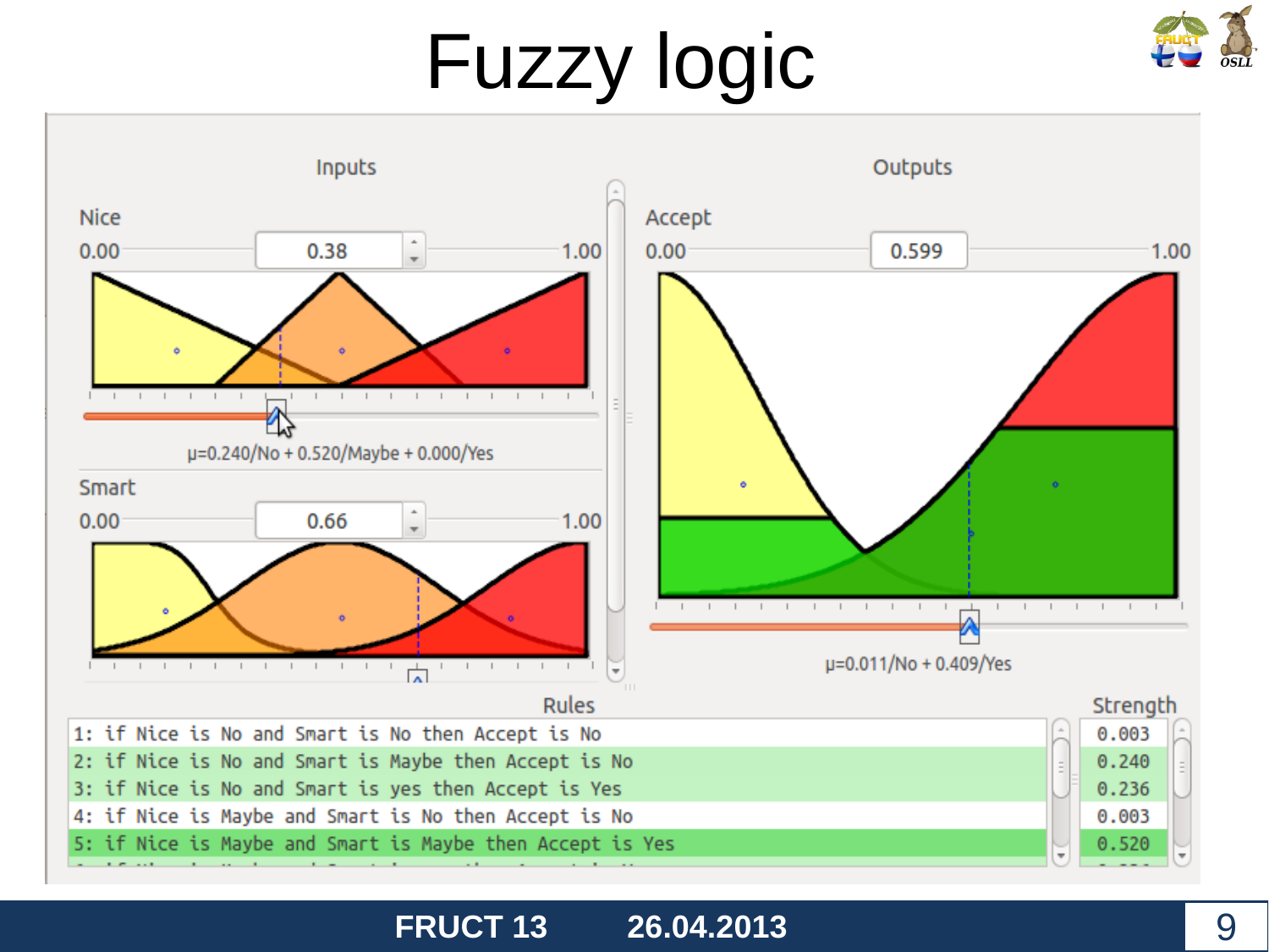# Fuzzy logic

**Inputs**

Nice

0.00 — 0.38 — 1.00

μ=0.240/No + 0.520/Maybe + 0.000/Yes

Smart

0.00 — 0.66 — 1.00

**Outputs**

Accept

0.00 — 0.599 — 1.00

μ=0.011/No + 0.409/Yes

| Rules | Strength |
|---|---|
| 1: if Nice is No and Smart is No then Accept is No | 0.003 |
| 2: if Nice is No and Smart is Maybe then Accept is No | 0.240 |
| 3: if Nice is No and Smart is yes then Accept is Yes | 0.236 |
| 4: if Nice is Maybe and Smart is No then Accept is No | 0.003 |
| 5: if Nice is Maybe and Smart is Maybe then Accept is Yes | 0.520 |

FRUCT 13 26.04.2013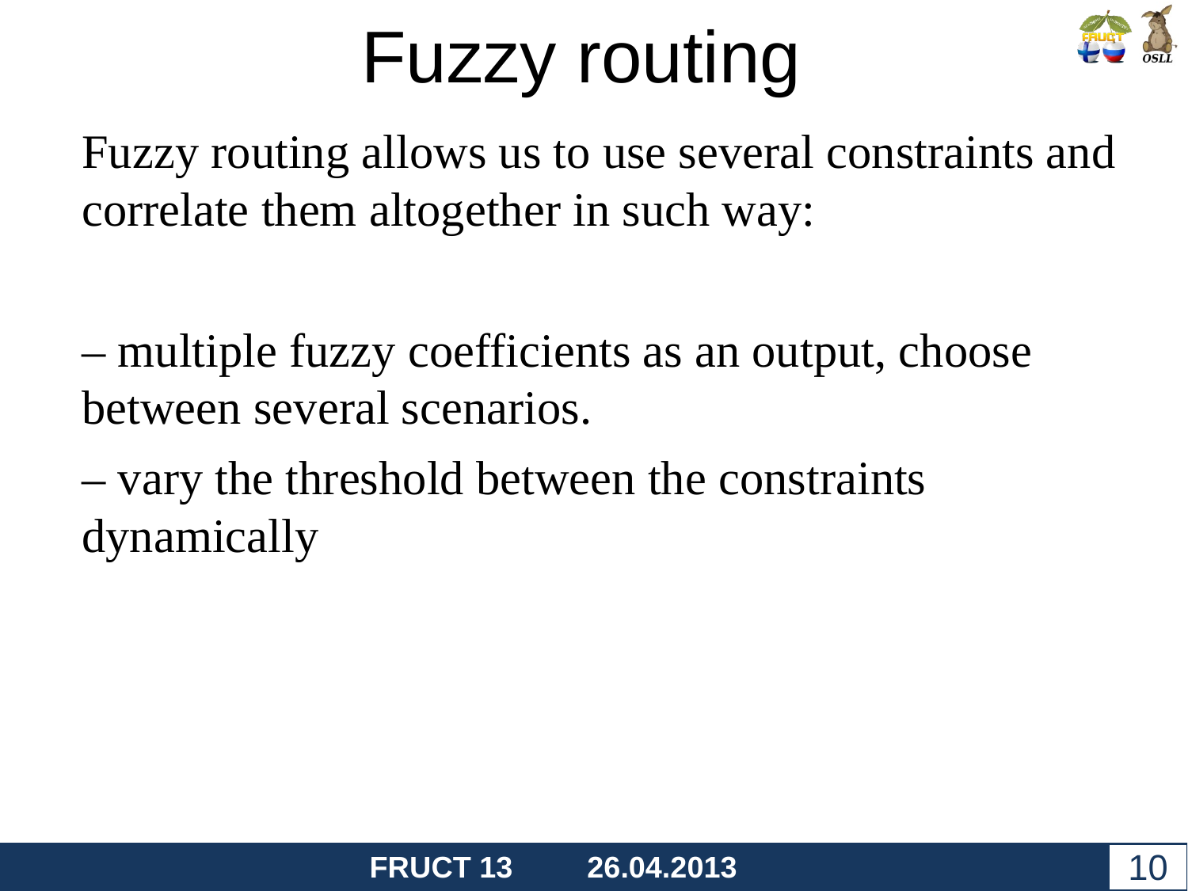# Fuzzy routing

Fuzzy routing allows us to use several constraints and correlate them altogether in such way:

– multiple fuzzy coefficients as an output, choose between several scenarios.

– vary the threshold between the constraints dynamically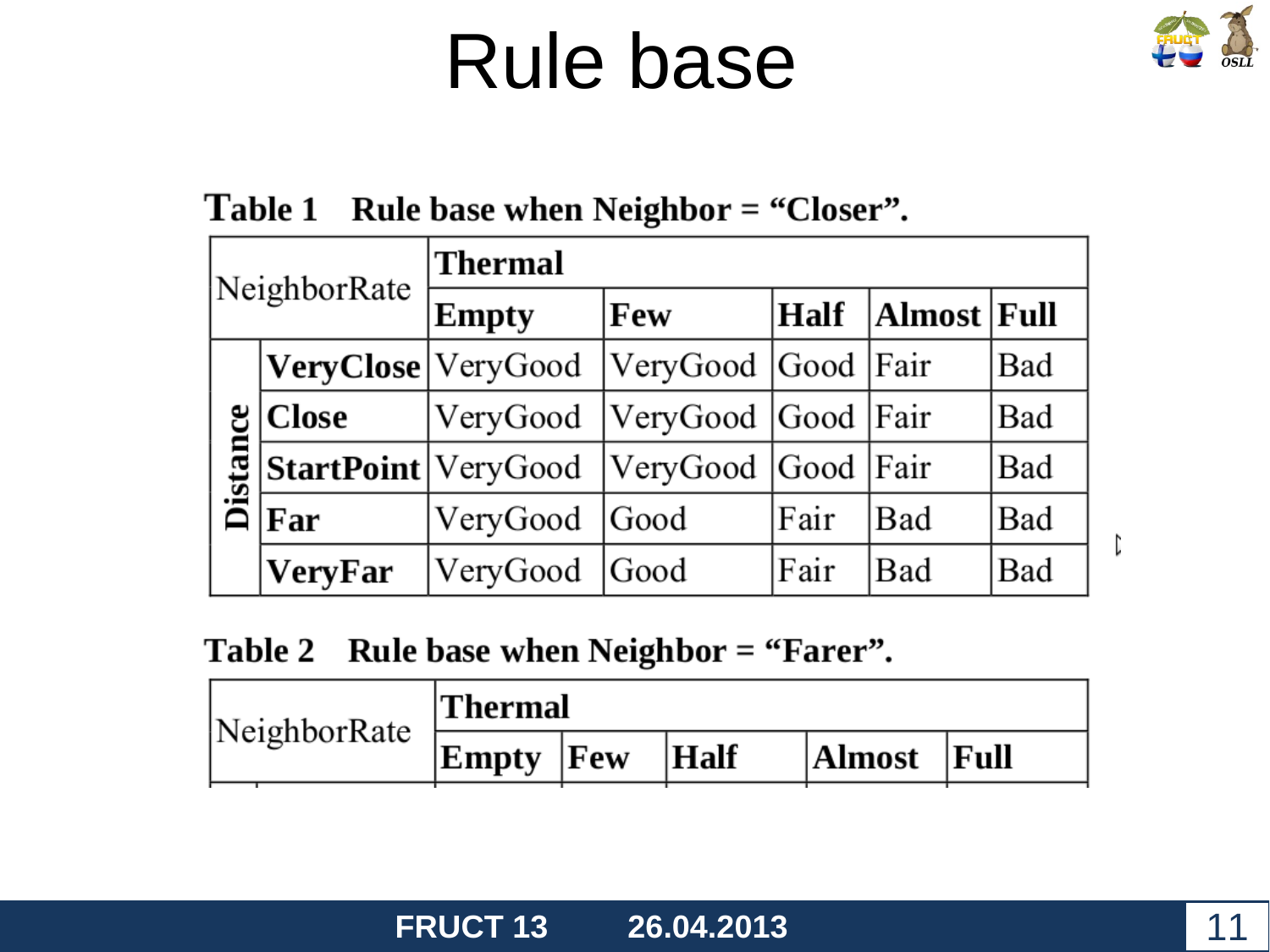# Rule base

**Table 1 Rule base when Neighbor = "Closer".**

| NeighborRate | | Thermal | | | | |
|---|---|---|---|---|---|---|
| | | **Empty** | **Few** | **Half** | **Almost** | **Full** |
| **Distance** | **VeryClose** | VeryGood | VeryGood | Good | Fair | Bad |
| | **Close** | VeryGood | VeryGood | Good | Fair | Bad |
| | **StartPoint** | VeryGood | VeryGood | Good | Fair | Bad |
| | **Far** | VeryGood | Good | Fair | Bad | Bad |
| | **VeryFar** | VeryGood | Good | Fair | Bad | Bad |

**Table 2 Rule base when Neighbor = "Farer".**

| NeighborRate | | Thermal | | | | |
|---|---|---|---|---|---|---|
| | | **Empty** | **Few** | **Half** | **Almost** | **Full** |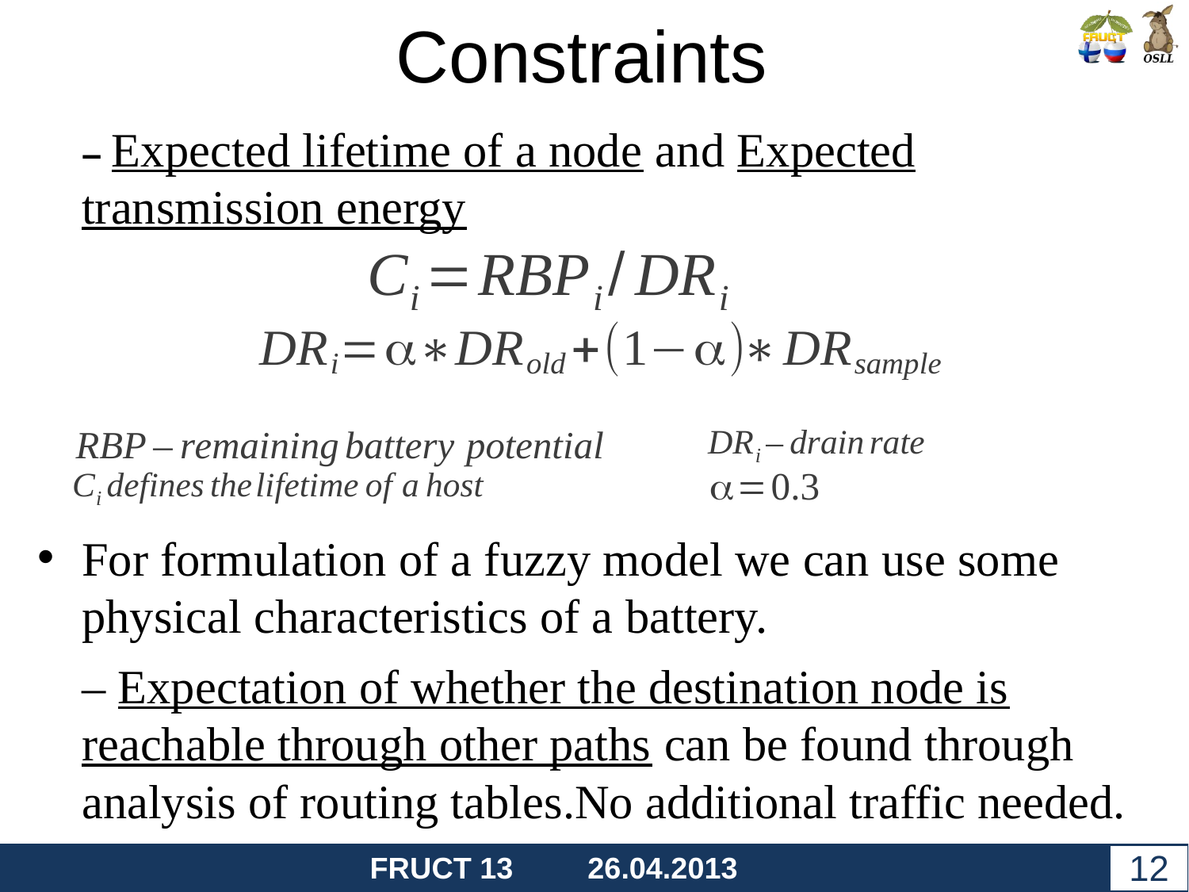# Constraints

– Expected lifetime of a node and Expected transmission energy

$$C_i = RBP_i / DR_i$$

$$DR_i = \alpha * DR_{old} + (1 - \alpha) * DR_{sample}$$

*RBP – remaining battery potential*

*$C_i$ defines the lifetime of a host*

*$DR_i$ – drain rate*

$\alpha = 0.3$

- For formulation of a fuzzy model we can use some physical characteristics of a battery.

  – Expectation of whether the destination node is reachable through other paths can be found through analysis of routing tables.No additional traffic needed.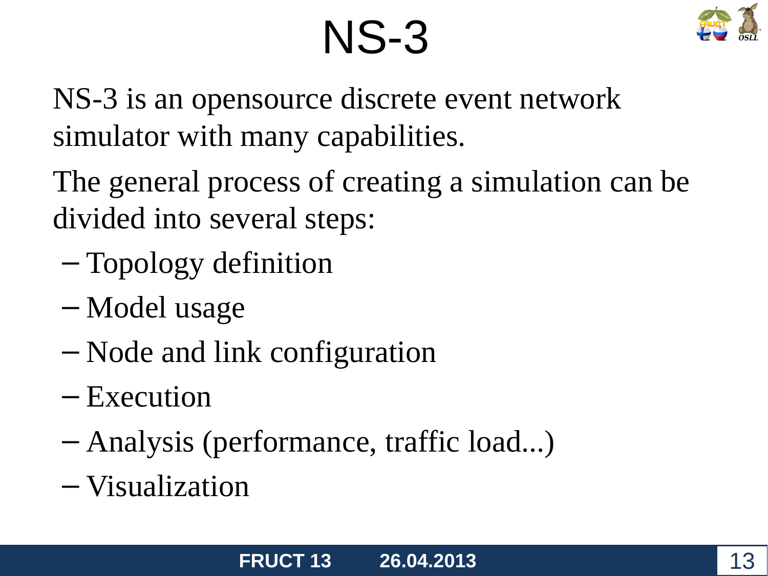# NS-3

NS-3 is an opensource discrete event network simulator with many capabilities.

The general process of creating a simulation can be divided into several steps:

- Topology definition
- Model usage
- Node and link configuration
- Execution
- Analysis (performance, traffic load...)
- Visualization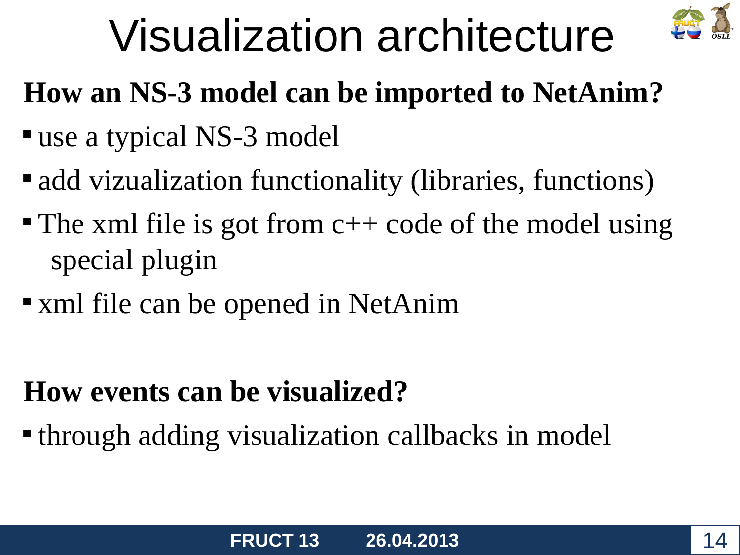# Visualization architecture

**How an NS-3 model can be imported to NetAnim?**

- use a typical NS-3 model
- add vizualization functionality (libraries, functions)
- The xml file is got from c++ code of the model using special plugin
- xml file can be opened in NetAnim

**How events can be visualized?**

- through adding visualization callbacks in model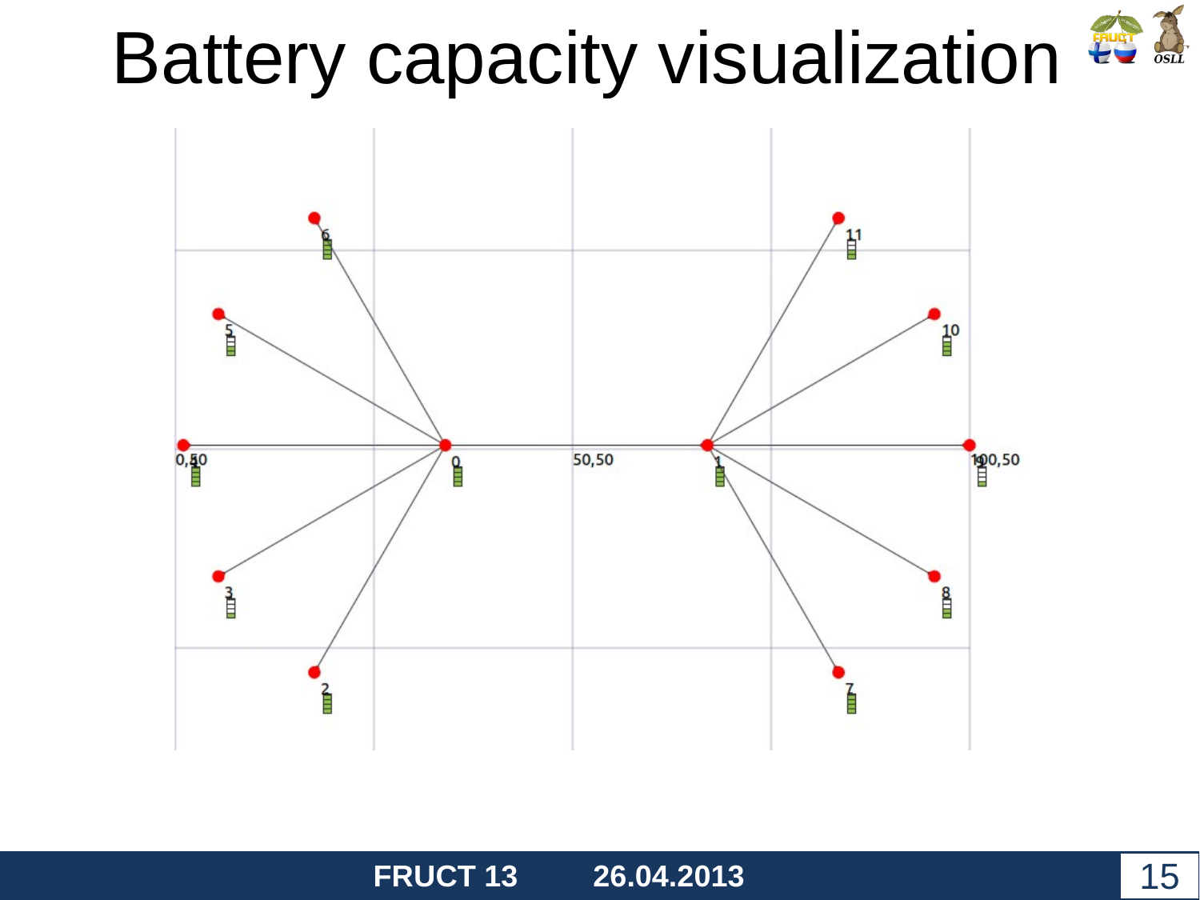# Battery capacity visualization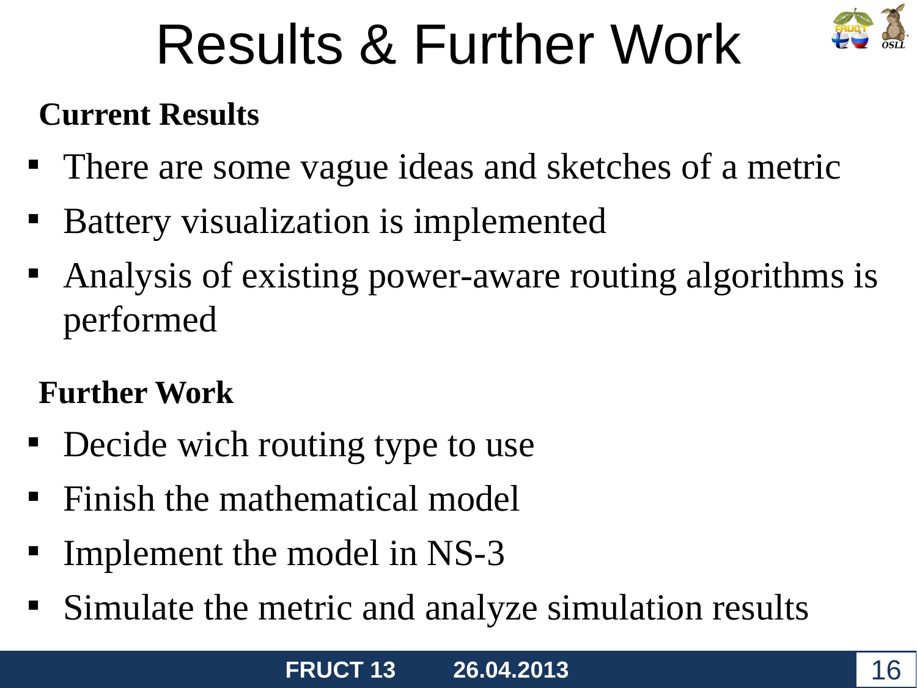# Results & Further Work

**Current Results**

- There are some vague ideas and sketches of a metric
- Battery visualization is implemented
- Analysis of existing power-aware routing algorithms is performed

**Further Work**

- Decide wich routing type to use
- Finish the mathematical model
- Implement the model in NS-3
- Simulate the metric and analyze simulation results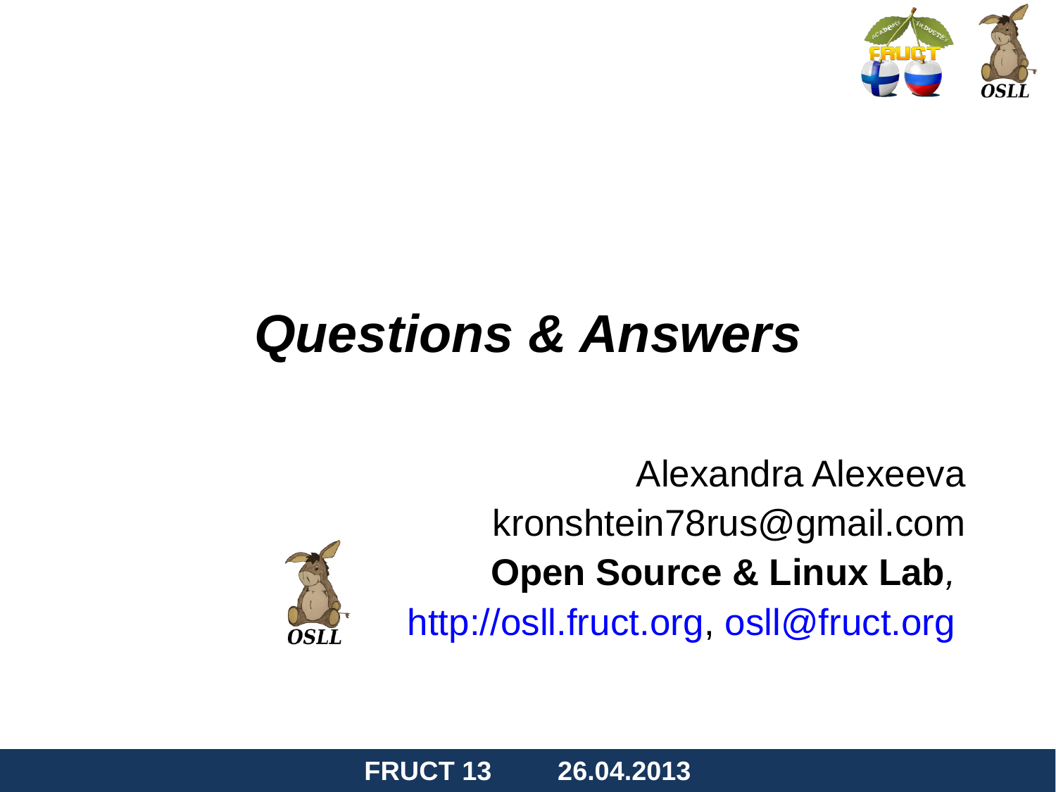# *Questions & Answers*

Alexandra Alexeeva

kronshtein78rus@gmail.com

**Open Source & Linux Lab**,

http://osll.fruct.org, osll@fruct.org